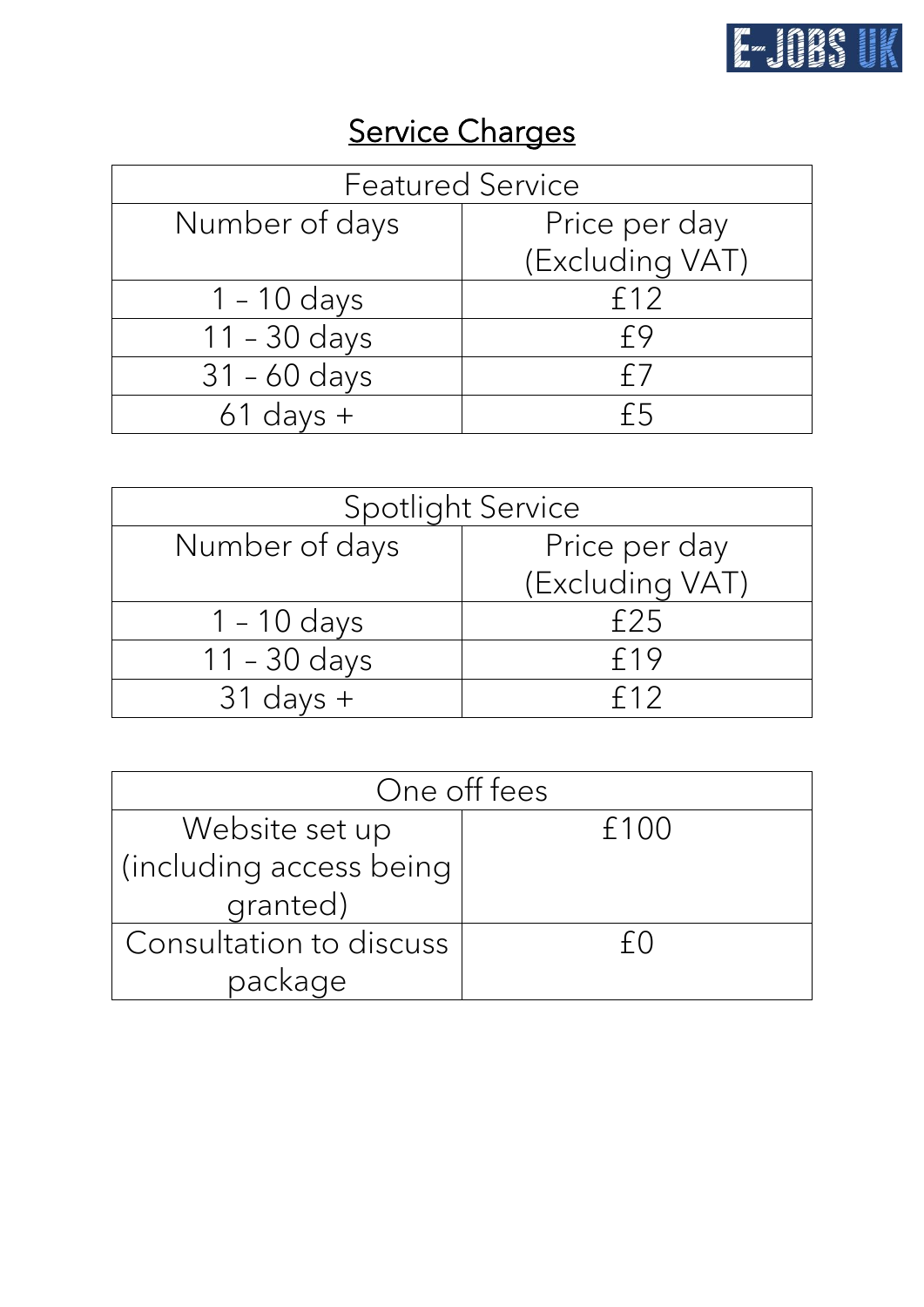E-JOBS UK

# Service Charges

| Featured Service | |
|---|---|
| Number of days | Price per day (Excluding VAT) |
| 1 – 10 days | £12 |
| 11 – 30 days | £9 |
| 31 – 60 days | £7 |
| 61 days + | £5 |

| Spotlight Service | |
|---|---|
| Number of days | Price per day (Excluding VAT) |
| 1 – 10 days | £25 |
| 11 – 30 days | £19 |
| 31 days + | £12 |

| One off fees | |
|---|---|
| Website set up (including access being granted) | £100 |
| Consultation to discuss package | £0 |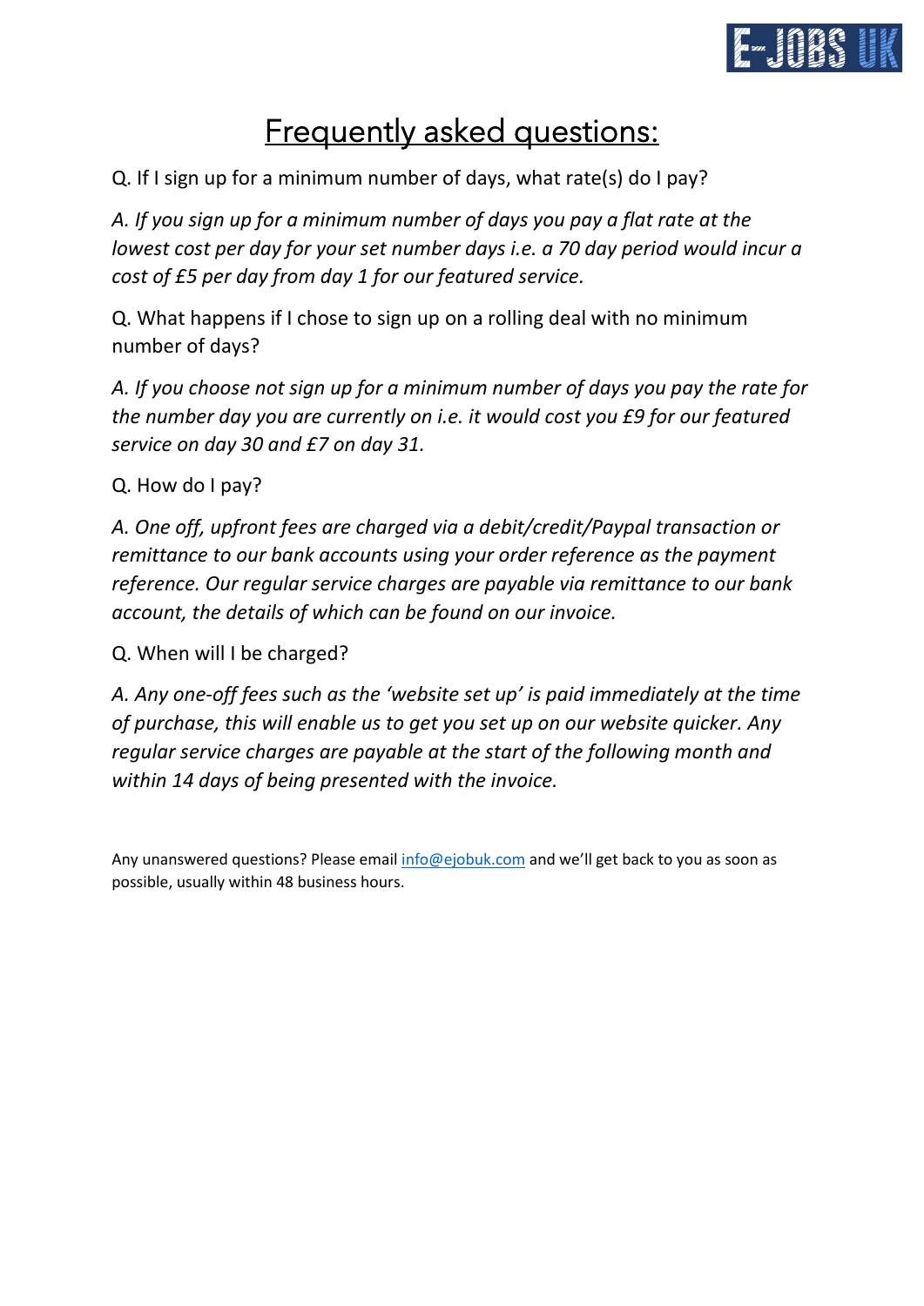# Frequently asked questions:

Q. If I sign up for a minimum number of days, what rate(s) do I pay?

*A. If you sign up for a minimum number of days you pay a flat rate at the lowest cost per day for your set number days i.e. a 70 day period would incur a cost of £5 per day from day 1 for our featured service.*

Q. What happens if I chose to sign up on a rolling deal with no minimum number of days?

*A. If you choose not sign up for a minimum number of days you pay the rate for the number day you are currently on i.e. it would cost you £9 for our featured service on day 30 and £7 on day 31.*

Q. How do I pay?

*A. One off, upfront fees are charged via a debit/credit/Paypal transaction or remittance to our bank accounts using your order reference as the payment reference. Our regular service charges are payable via remittance to our bank account, the details of which can be found on our invoice.*

Q. When will I be charged?

*A. Any one-off fees such as the 'website set up' is paid immediately at the time of purchase, this will enable us to get you set up on our website quicker. Any regular service charges are payable at the start of the following month and within 14 days of being presented with the invoice.*

Any unanswered questions? Please email [info@ejobuk.com](mailto:info@ejobuk.com) and we'll get back to you as soon as possible, usually within 48 business hours.